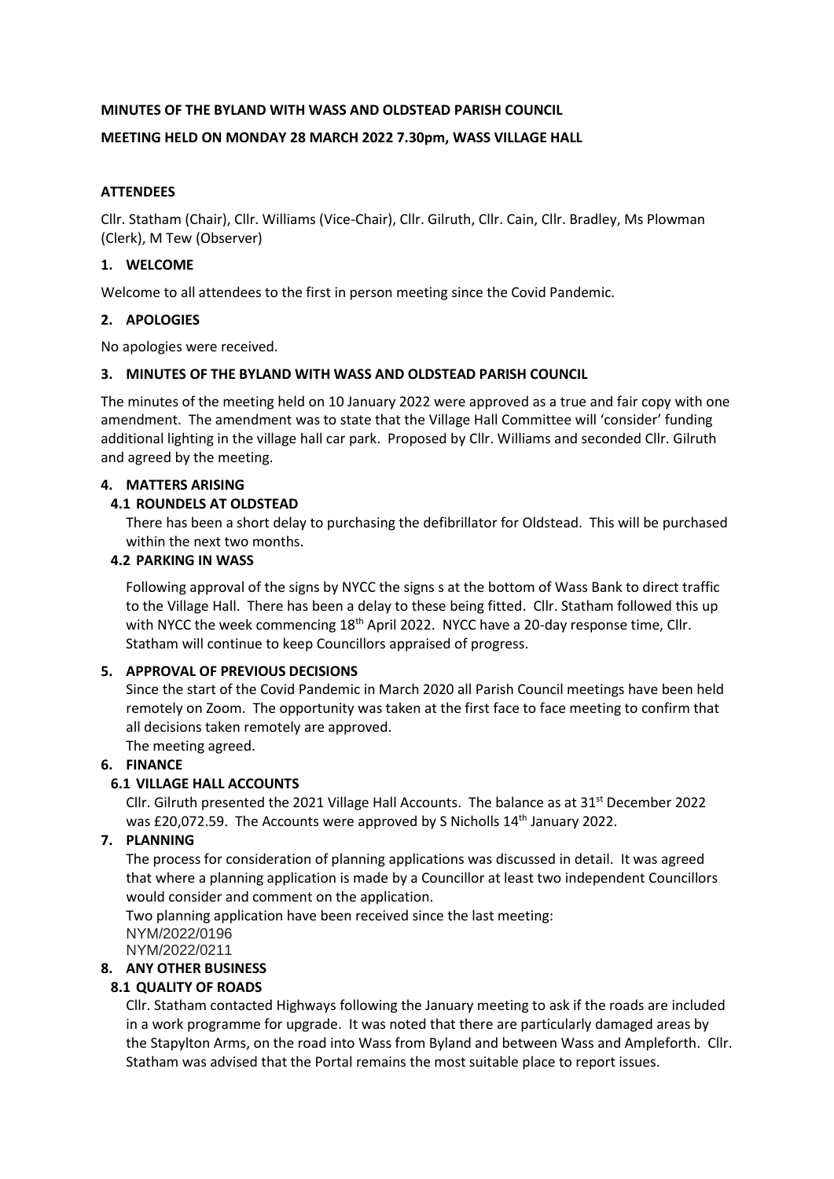**MINUTES OF THE BYLAND WITH WASS AND OLDSTEAD PARISH COUNCIL**

**MEETING HELD ON MONDAY 28 MARCH 2022 7.30pm, WASS VILLAGE HALL**

**ATTENDEES**

Cllr. Statham (Chair), Cllr. Williams (Vice-Chair), Cllr. Gilruth, Cllr. Cain, Cllr. Bradley, Ms Plowman (Clerk), M Tew (Observer)

## 1. WELCOME

Welcome to all attendees to the first in person meeting since the Covid Pandemic.

## 2. APOLOGIES

No apologies were received.

## 3. MINUTES OF THE BYLAND WITH WASS AND OLDSTEAD PARISH COUNCIL

The minutes of the meeting held on 10 January 2022 were approved as a true and fair copy with one amendment. The amendment was to state that the Village Hall Committee will 'consider' funding additional lighting in the village hall car park. Proposed by Cllr. Williams and seconded Cllr. Gilruth and agreed by the meeting.

## 4. MATTERS ARISING

### 4.1 ROUNDELS AT OLDSTEAD

There has been a short delay to purchasing the defibrillator for Oldstead. This will be purchased within the next two months.

### 4.2 PARKING IN WASS

Following approval of the signs by NYCC the signs s at the bottom of Wass Bank to direct traffic to the Village Hall. There has been a delay to these being fitted. Cllr. Statham followed this up with NYCC the week commencing 18th April 2022. NYCC have a 20-day response time, Cllr. Statham will continue to keep Councillors appraised of progress.

## 5. APPROVAL OF PREVIOUS DECISIONS

Since the start of the Covid Pandemic in March 2020 all Parish Council meetings have been held remotely on Zoom. The opportunity was taken at the first face to face meeting to confirm that all decisions taken remotely are approved.

The meeting agreed.

## 6. FINANCE

### 6.1 VILLAGE HALL ACCOUNTS

Cllr. Gilruth presented the 2021 Village Hall Accounts. The balance as at 31st December 2022 was £20,072.59. The Accounts were approved by S Nicholls 14th January 2022.

## 7. PLANNING

The process for consideration of planning applications was discussed in detail. It was agreed that where a planning application is made by a Councillor at least two independent Councillors would consider and comment on the application.

Two planning application have been received since the last meeting:

NYM/2022/0196

NYM/2022/0211

## 8. ANY OTHER BUSINESS

### 8.1 QUALITY OF ROADS

Cllr. Statham contacted Highways following the January meeting to ask if the roads are included in a work programme for upgrade. It was noted that there are particularly damaged areas by the Stapylton Arms, on the road into Wass from Byland and between Wass and Ampleforth. Cllr. Statham was advised that the Portal remains the most suitable place to report issues.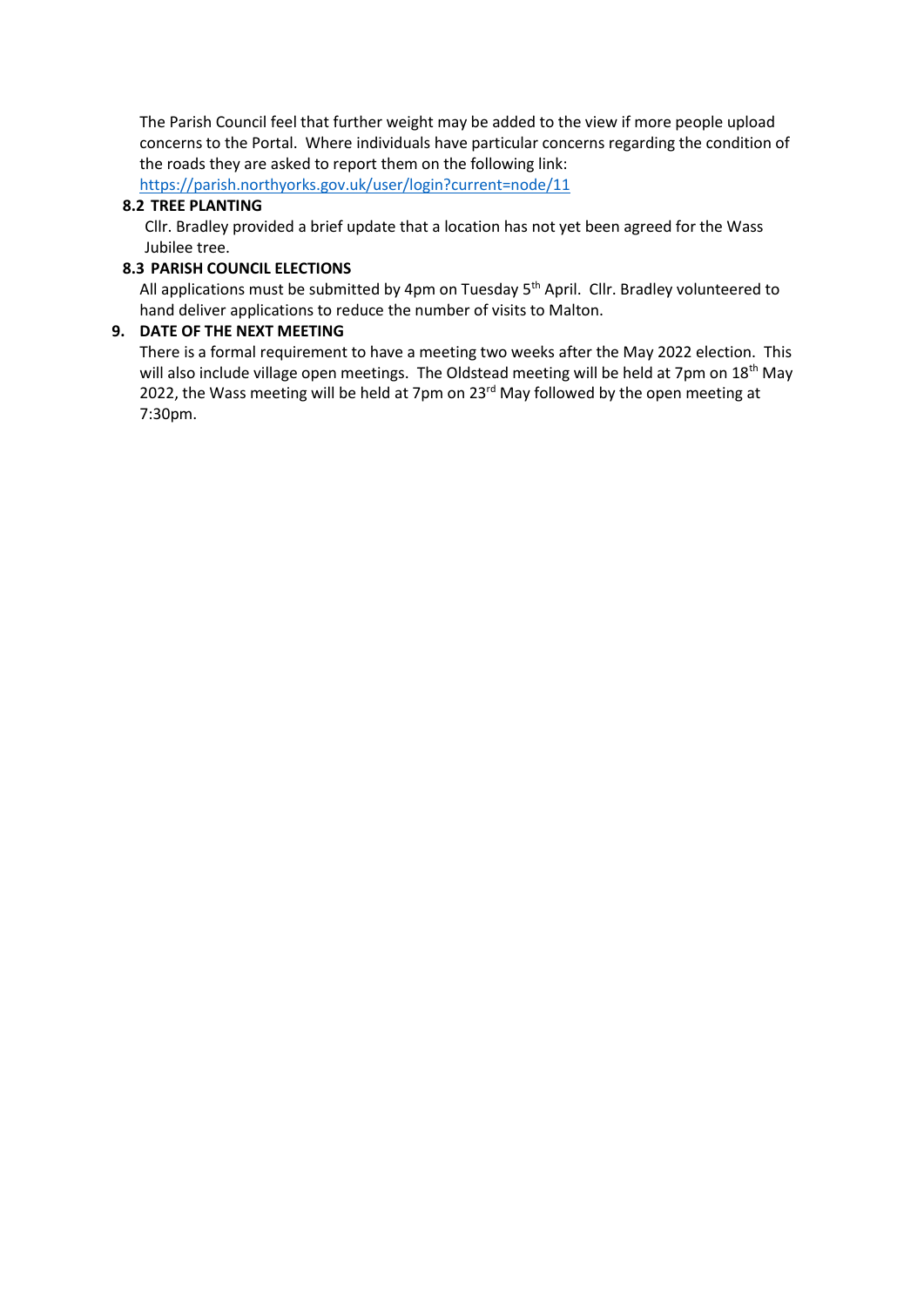The Parish Council feel that further weight may be added to the view if more people upload concerns to the Portal. Where individuals have particular concerns regarding the condition of the roads they are asked to report them on the following link: https://parish.northyorks.gov.uk/user/login?current=node/11

**8.2 TREE PLANTING**

Cllr. Bradley provided a brief update that a location has not yet been agreed for the Wass Jubilee tree.

**8.3 PARISH COUNCIL ELECTIONS**

All applications must be submitted by 4pm on Tuesday 5th April. Cllr. Bradley volunteered to hand deliver applications to reduce the number of visits to Malton.

**9. DATE OF THE NEXT MEETING**

There is a formal requirement to have a meeting two weeks after the May 2022 election. This will also include village open meetings. The Oldstead meeting will be held at 7pm on 18th May 2022, the Wass meeting will be held at 7pm on 23rd May followed by the open meeting at 7:30pm.